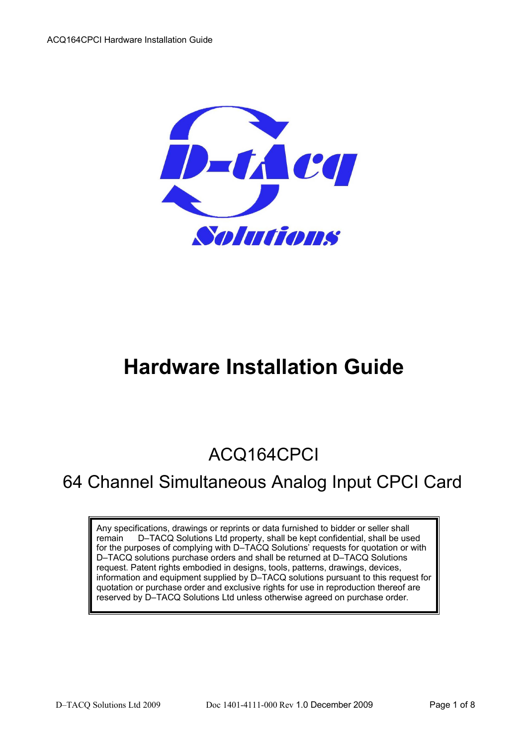# Hardware Installation Guide

## ACQ164CPCI

## 64 Channel Simultaneous Analog Input CPCI Card

> Any specifications, drawings or reprints or data furnished to bidder or seller shall remain D–TACQ Solutions Ltd property, shall be kept confidential, shall be used for the purposes of complying with D–TACQ Solutions' requests for quotation or with D–TACQ solutions purchase orders and shall be returned at D–TACQ Solutions request. Patent rights embodied in designs, tools, patterns, drawings, devices, information and equipment supplied by D–TACQ solutions pursuant to this request for quotation or purchase order and exclusive rights for use in reproduction thereof are reserved by D–TACQ Solutions Ltd unless otherwise agreed on purchase order.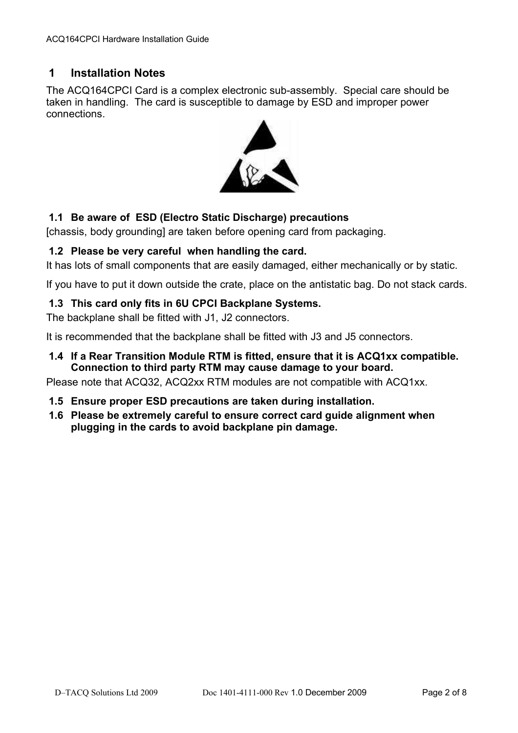# 1 Installation Notes

The ACQ164CPCI Card is a complex electronic sub-assembly. Special care should be taken in handling. The card is susceptible to damage by ESD and improper power connections.

## 1.1 Be aware of ESD (Electro Static Discharge) precautions

[chassis, body grounding] are taken before opening card from packaging.

## 1.2 Please be very careful when handling the card.

It has lots of small components that are easily damaged, either mechanically or by static.

If you have to put it down outside the crate, place on the antistatic bag. Do not stack cards.

## 1.3 This card only fits in 6U CPCI Backplane Systems.

The backplane shall be fitted with J1, J2 connectors.

It is recommended that the backplane shall be fitted with J3 and J5 connectors.

## 1.4 If a Rear Transition Module RTM is fitted, ensure that it is ACQ1xx compatible. Connection to third party RTM may cause damage to your board.

Please note that ACQ32, ACQ2xx RTM modules are not compatible with ACQ1xx.

## 1.5 Ensure proper ESD precautions are taken during installation.

## 1.6 Please be extremely careful to ensure correct card guide alignment when plugging in the cards to avoid backplane pin damage.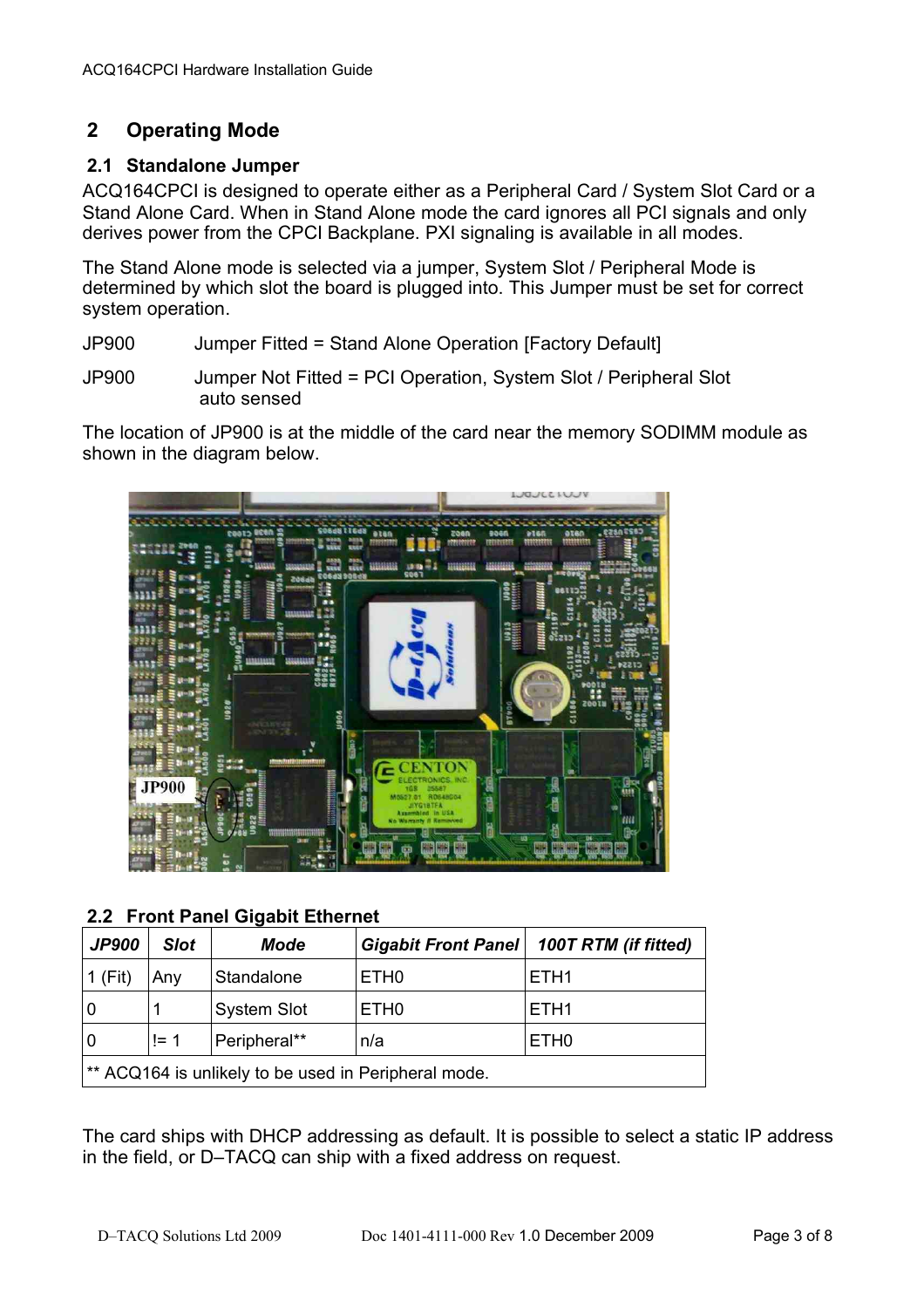## 2 Operating Mode

### 2.1 Standalone Jumper

ACQ164CPCI is designed to operate either as a Peripheral Card / System Slot Card or a Stand Alone Card. When in Stand Alone mode the card ignores all PCI signals and only derives power from the CPCI Backplane. PXI signaling is available in all modes.

The Stand Alone mode is selected via a jumper, System Slot / Peripheral Mode is determined by which slot the board is plugged into. This Jumper must be set for correct system operation.

JP900 Jumper Fitted = Stand Alone Operation [Factory Default]

JP900 Jumper Not Fitted = PCI Operation, System Slot / Peripheral Slot auto sensed

The location of JP900 is at the middle of the card near the memory SODIMM module as shown in the diagram below.

### 2.2 Front Panel Gigabit Ethernet

| *JP900* | *Slot* | *Mode* | *Gigabit Front Panel* | *100T RTM (if fitted)* |
|---|---|---|---|---|
| 1 (Fit) | Any | Standalone | ETH0 | ETH1 |
| 0 | 1 | System Slot | ETH0 | ETH1 |
| 0 | != 1 | Peripheral** | n/a | ETH0 |
| ** ACQ164 is unlikely to be used in Peripheral mode. | | | | |

The card ships with DHCP addressing as default. It is possible to select a static IP address in the field, or D–TACQ can ship with a fixed address on request.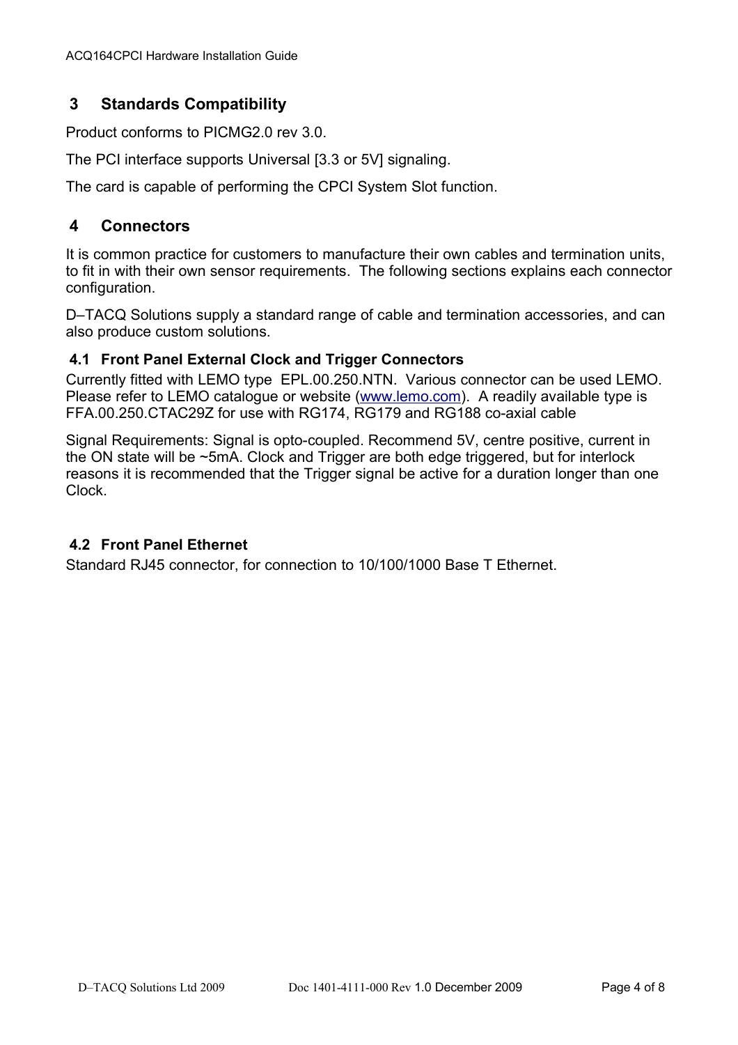## 3 Standards Compatibility

Product conforms to PICMG2.0 rev 3.0.

The PCI interface supports Universal [3.3 or 5V] signaling.

The card is capable of performing the CPCI System Slot function.

## 4 Connectors

It is common practice for customers to manufacture their own cables and termination units, to fit in with their own sensor requirements. The following sections explains each connector configuration.

D–TACQ Solutions supply a standard range of cable and termination accessories, and can also produce custom solutions.

### 4.1 Front Panel External Clock and Trigger Connectors

Currently fitted with LEMO type EPL.00.250.NTN. Various connector can be used LEMO. Please refer to LEMO catalogue or website (www.lemo.com). A readily available type is FFA.00.250.CTAC29Z for use with RG174, RG179 and RG188 co-axial cable

Signal Requirements: Signal is opto-coupled. Recommend 5V, centre positive, current in the ON state will be ~5mA. Clock and Trigger are both edge triggered, but for interlock reasons it is recommended that the Trigger signal be active for a duration longer than one Clock.

### 4.2 Front Panel Ethernet

Standard RJ45 connector, for connection to 10/100/1000 Base T Ethernet.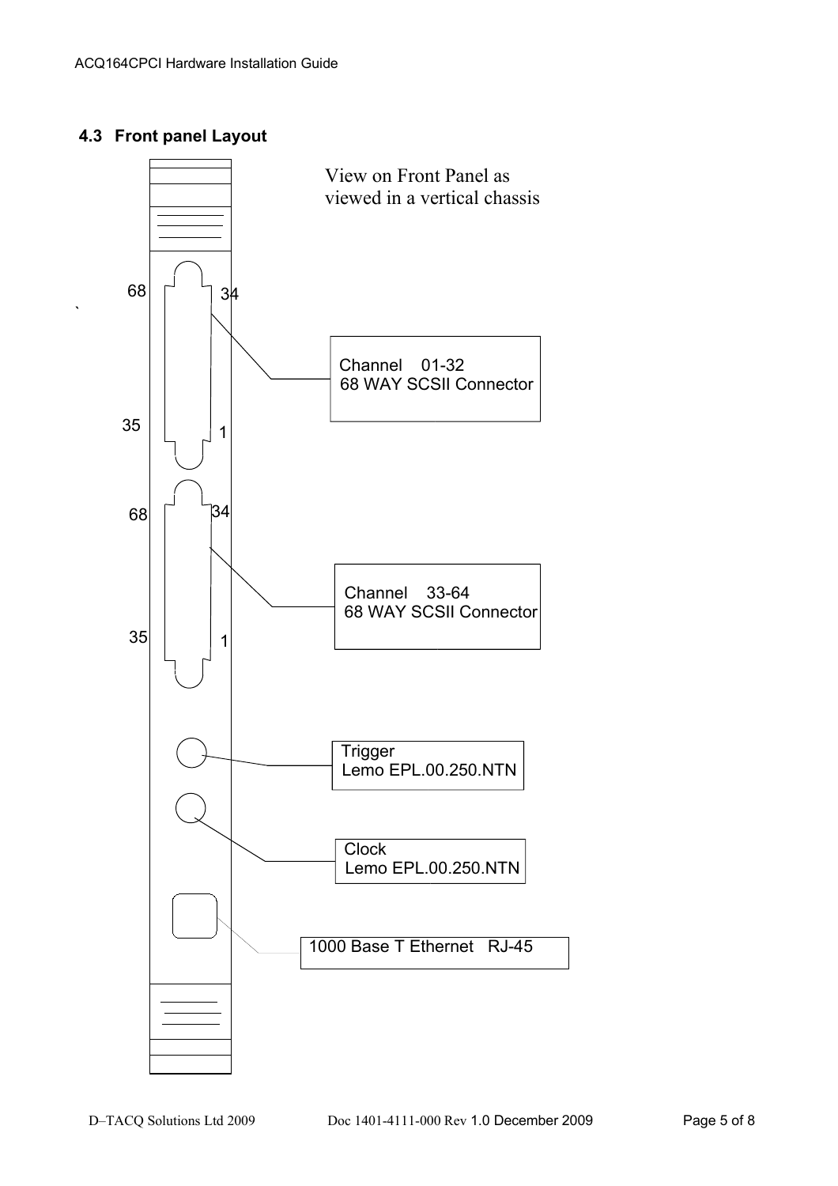## 4.3 Front panel Layout

View on Front Panel as viewed in a vertical chassis

68 34

35 1

Channel 01-32
68 WAY SCSII Connector

68 34

35 1

Channel 33-64
68 WAY SCSII Connector

Trigger
Lemo EPL.00.250.NTN

Clock
Lemo EPL.00.250.NTN

1000 Base T Ethernet RJ-45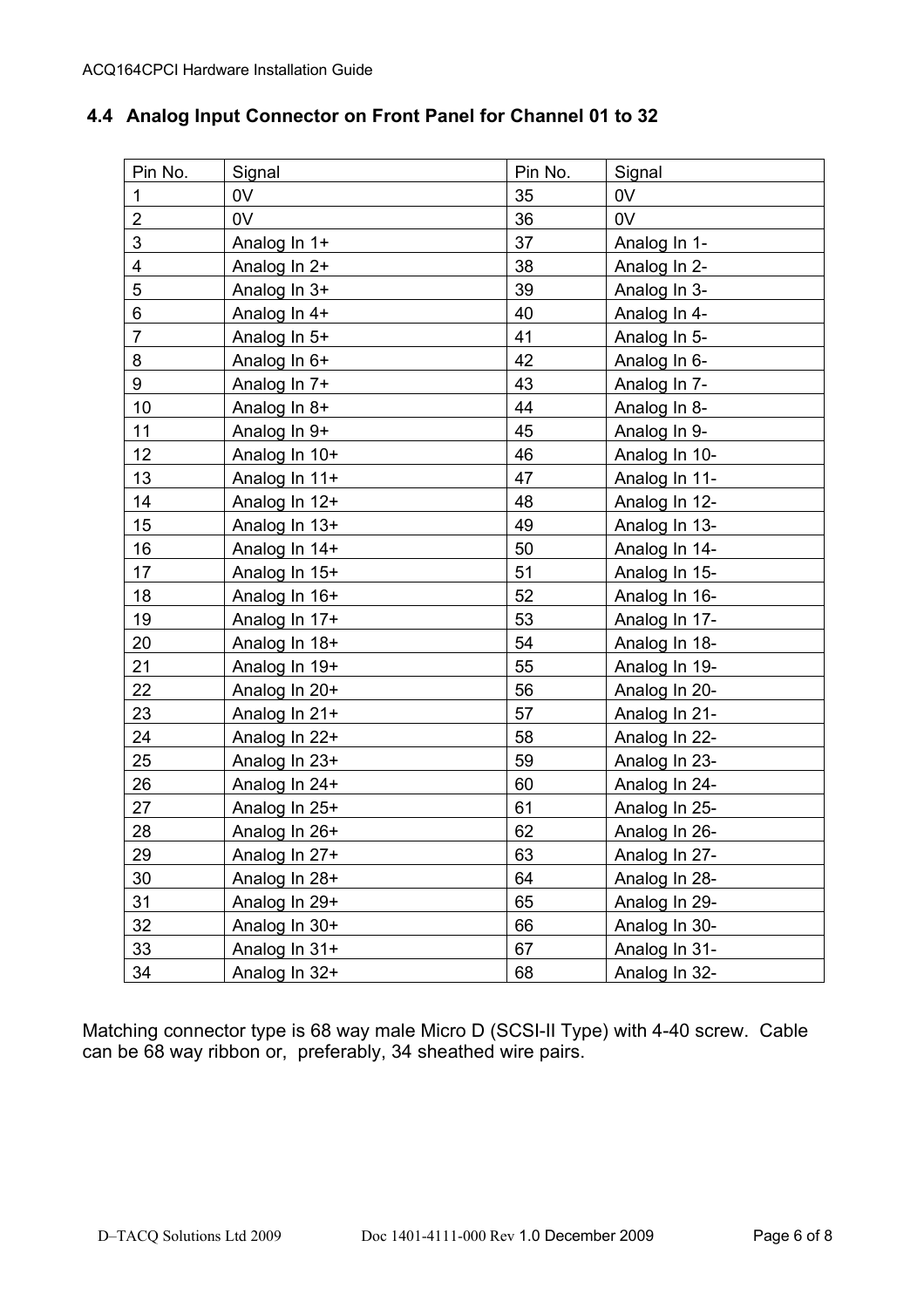## 4.4 Analog Input Connector on Front Panel for Channel 01 to 32

| Pin No. | Signal | Pin No. | Signal |
|---|---|---|---|
| 1 | 0V | 35 | 0V |
| 2 | 0V | 36 | 0V |
| 3 | Analog In 1+ | 37 | Analog In 1- |
| 4 | Analog In 2+ | 38 | Analog In 2- |
| 5 | Analog In 3+ | 39 | Analog In 3- |
| 6 | Analog In 4+ | 40 | Analog In 4- |
| 7 | Analog In 5+ | 41 | Analog In 5- |
| 8 | Analog In 6+ | 42 | Analog In 6- |
| 9 | Analog In 7+ | 43 | Analog In 7- |
| 10 | Analog In 8+ | 44 | Analog In 8- |
| 11 | Analog In 9+ | 45 | Analog In 9- |
| 12 | Analog In 10+ | 46 | Analog In 10- |
| 13 | Analog In 11+ | 47 | Analog In 11- |
| 14 | Analog In 12+ | 48 | Analog In 12- |
| 15 | Analog In 13+ | 49 | Analog In 13- |
| 16 | Analog In 14+ | 50 | Analog In 14- |
| 17 | Analog In 15+ | 51 | Analog In 15- |
| 18 | Analog In 16+ | 52 | Analog In 16- |
| 19 | Analog In 17+ | 53 | Analog In 17- |
| 20 | Analog In 18+ | 54 | Analog In 18- |
| 21 | Analog In 19+ | 55 | Analog In 19- |
| 22 | Analog In 20+ | 56 | Analog In 20- |
| 23 | Analog In 21+ | 57 | Analog In 21- |
| 24 | Analog In 22+ | 58 | Analog In 22- |
| 25 | Analog In 23+ | 59 | Analog In 23- |
| 26 | Analog In 24+ | 60 | Analog In 24- |
| 27 | Analog In 25+ | 61 | Analog In 25- |
| 28 | Analog In 26+ | 62 | Analog In 26- |
| 29 | Analog In 27+ | 63 | Analog In 27- |
| 30 | Analog In 28+ | 64 | Analog In 28- |
| 31 | Analog In 29+ | 65 | Analog In 29- |
| 32 | Analog In 30+ | 66 | Analog In 30- |
| 33 | Analog In 31+ | 67 | Analog In 31- |
| 34 | Analog In 32+ | 68 | Analog In 32- |

Matching connector type is 68 way male Micro D (SCSI-II Type) with 4-40 screw. Cable can be 68 way ribbon or, preferably, 34 sheathed wire pairs.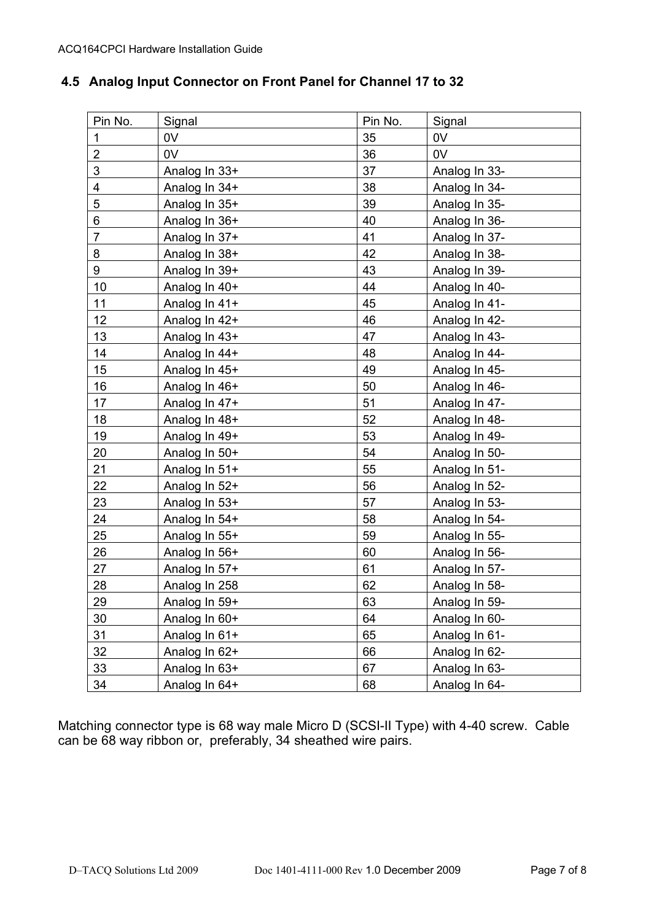## 4.5 Analog Input Connector on Front Panel for Channel 17 to 32

| Pin No. | Signal | Pin No. | Signal |
|---|---|---|---|
| 1 | 0V | 35 | 0V |
| 2 | 0V | 36 | 0V |
| 3 | Analog In 33+ | 37 | Analog In 33- |
| 4 | Analog In 34+ | 38 | Analog In 34- |
| 5 | Analog In 35+ | 39 | Analog In 35- |
| 6 | Analog In 36+ | 40 | Analog In 36- |
| 7 | Analog In 37+ | 41 | Analog In 37- |
| 8 | Analog In 38+ | 42 | Analog In 38- |
| 9 | Analog In 39+ | 43 | Analog In 39- |
| 10 | Analog In 40+ | 44 | Analog In 40- |
| 11 | Analog In 41+ | 45 | Analog In 41- |
| 12 | Analog In 42+ | 46 | Analog In 42- |
| 13 | Analog In 43+ | 47 | Analog In 43- |
| 14 | Analog In 44+ | 48 | Analog In 44- |
| 15 | Analog In 45+ | 49 | Analog In 45- |
| 16 | Analog In 46+ | 50 | Analog In 46- |
| 17 | Analog In 47+ | 51 | Analog In 47- |
| 18 | Analog In 48+ | 52 | Analog In 48- |
| 19 | Analog In 49+ | 53 | Analog In 49- |
| 20 | Analog In 50+ | 54 | Analog In 50- |
| 21 | Analog In 51+ | 55 | Analog In 51- |
| 22 | Analog In 52+ | 56 | Analog In 52- |
| 23 | Analog In 53+ | 57 | Analog In 53- |
| 24 | Analog In 54+ | 58 | Analog In 54- |
| 25 | Analog In 55+ | 59 | Analog In 55- |
| 26 | Analog In 56+ | 60 | Analog In 56- |
| 27 | Analog In 57+ | 61 | Analog In 57- |
| 28 | Analog In 258 | 62 | Analog In 58- |
| 29 | Analog In 59+ | 63 | Analog In 59- |
| 30 | Analog In 60+ | 64 | Analog In 60- |
| 31 | Analog In 61+ | 65 | Analog In 61- |
| 32 | Analog In 62+ | 66 | Analog In 62- |
| 33 | Analog In 63+ | 67 | Analog In 63- |
| 34 | Analog In 64+ | 68 | Analog In 64- |

Matching connector type is 68 way male Micro D (SCSI-II Type) with 4-40 screw. Cable can be 68 way ribbon or, preferably, 34 sheathed wire pairs.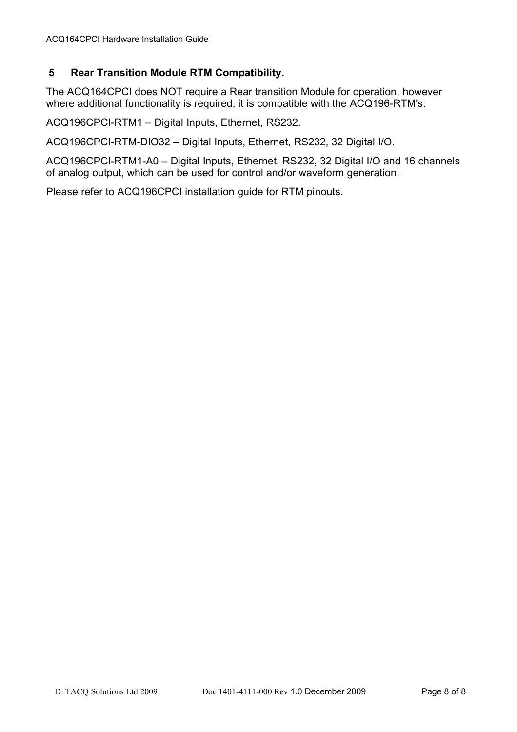## 5 Rear Transition Module RTM Compatibility.

The ACQ164CPCI does NOT require a Rear transition Module for operation, however where additional functionality is required, it is compatible with the ACQ196-RTM's:

ACQ196CPCI-RTM1 – Digital Inputs, Ethernet, RS232.

ACQ196CPCI-RTM-DIO32 – Digital Inputs, Ethernet, RS232, 32 Digital I/O.

ACQ196CPCI-RTM1-A0 – Digital Inputs, Ethernet, RS232, 32 Digital I/O and 16 channels of analog output, which can be used for control and/or waveform generation.

Please refer to ACQ196CPCI installation guide for RTM pinouts.